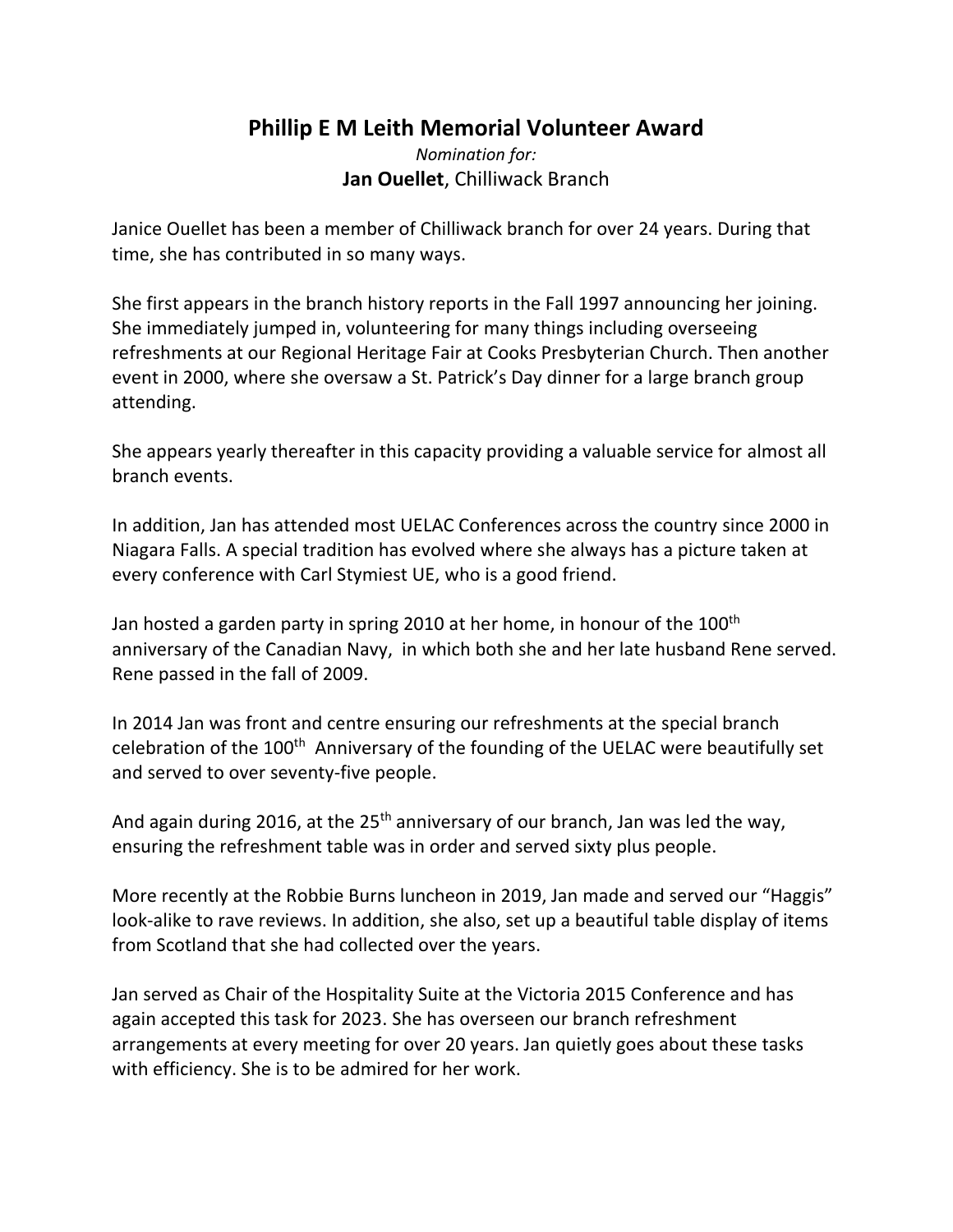# Phillip E M Leith Memorial Volunteer Award

*Nomination for:*

**Jan Ouellet**, Chilliwack Branch

Janice Ouellet has been a member of Chilliwack branch for over 24 years. During that time, she has contributed in so many ways.

She first appears in the branch history reports in the Fall 1997 announcing her joining. She immediately jumped in, volunteering for many things including overseeing refreshments at our Regional Heritage Fair at Cooks Presbyterian Church. Then another event in 2000, where she oversaw a St. Patrick's Day dinner for a large branch group attending.

She appears yearly thereafter in this capacity providing a valuable service for almost all branch events.

In addition, Jan has attended most UELAC Conferences across the country since 2000 in Niagara Falls. A special tradition has evolved where she always has a picture taken at every conference with Carl Stymiest UE, who is a good friend.

Jan hosted a garden party in spring 2010 at her home, in honour of the 100th anniversary of the Canadian Navy, in which both she and her late husband Rene served. Rene passed in the fall of 2009.

In 2014 Jan was front and centre ensuring our refreshments at the special branch celebration of the 100th Anniversary of the founding of the UELAC were beautifully set and served to over seventy-five people.

And again during 2016, at the 25th anniversary of our branch, Jan was led the way, ensuring the refreshment table was in order and served sixty plus people.

More recently at the Robbie Burns luncheon in 2019, Jan made and served our "Haggis" look-alike to rave reviews. In addition, she also, set up a beautiful table display of items from Scotland that she had collected over the years.

Jan served as Chair of the Hospitality Suite at the Victoria 2015 Conference and has again accepted this task for 2023. She has overseen our branch refreshment arrangements at every meeting for over 20 years. Jan quietly goes about these tasks with efficiency. She is to be admired for her work.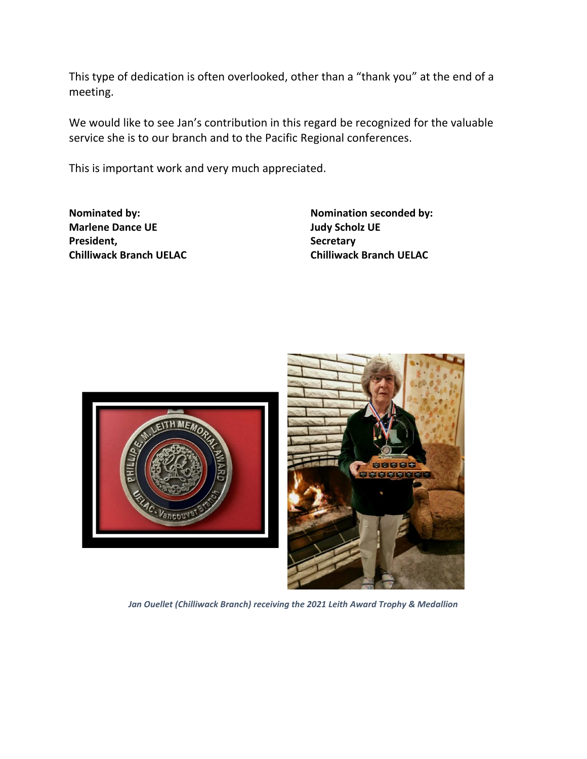This type of dedication is often overlooked, other than a "thank you" at the end of a meeting.

We would like to see Jan's contribution in this regard be recognized for the valuable service she is to our branch and to the Pacific Regional conferences.

This is important work and very much appreciated.

**Nominated by:**
**Marlene Dance UE**
**President,**
**Chilliwack Branch UELAC**

**Nomination seconded by:**
**Judy Scholz UE**
**Secretary**
**Chilliwack Branch UELAC**

***Jan Ouellet (Chilliwack Branch) receiving the 2021 Leith Award Trophy & Medallion***